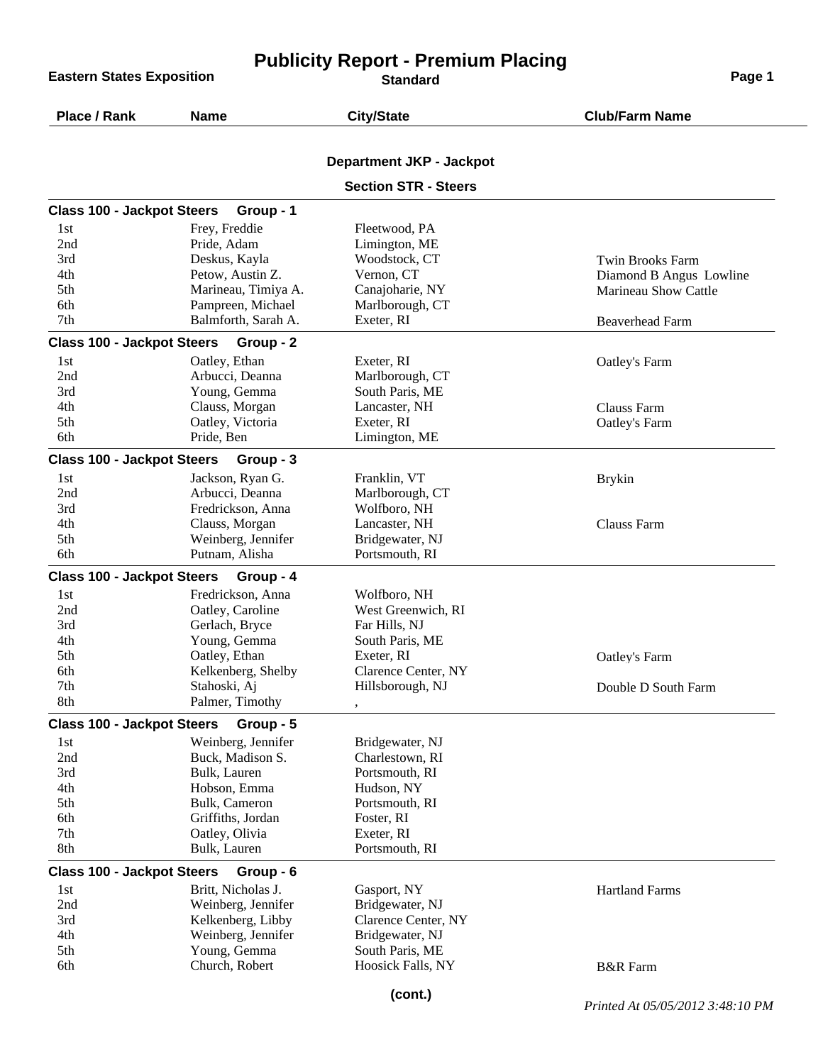# Publicity Report - Premium Placing

**Eastern States Exposition** — Standard

## Department JKP - Jackpot

### Section STR - Steers

| Place / Rank | Name | City/State | Club/Farm Name |
|---|---|---|---|
| **Class 100 - Jackpot Steers Group - 1** | | | |
| 1st | Frey, Freddie | Fleetwood, PA | |
| 2nd | Pride, Adam | Limington, ME | |
| 3rd | Deskus, Kayla | Woodstock, CT | Twin Brooks Farm |
| 4th | Petow, Austin Z. | Vernon, CT | Diamond B Angus Lowline |
| 5th | Marineau, Timiya A. | Canajoharie, NY | Marineau Show Cattle |
| 6th | Pampreen, Michael | Marlborough, CT | |
| 7th | Balmforth, Sarah A. | Exeter, RI | Beaverhead Farm |
| **Class 100 - Jackpot Steers Group - 2** | | | |
| 1st | Oatley, Ethan | Exeter, RI | Oatley's Farm |
| 2nd | Arbucci, Deanna | Marlborough, CT | |
| 3rd | Young, Gemma | South Paris, ME | |
| 4th | Clauss, Morgan | Lancaster, NH | Clauss Farm |
| 5th | Oatley, Victoria | Exeter, RI | Oatley's Farm |
| 6th | Pride, Ben | Limington, ME | |
| **Class 100 - Jackpot Steers Group - 3** | | | |
| 1st | Jackson, Ryan G. | Franklin, VT | Brykin |
| 2nd | Arbucci, Deanna | Marlborough, CT | |
| 3rd | Fredrickson, Anna | Wolfboro, NH | |
| 4th | Clauss, Morgan | Lancaster, NH | Clauss Farm |
| 5th | Weinberg, Jennifer | Bridgewater, NJ | |
| 6th | Putnam, Alisha | Portsmouth, RI | |
| **Class 100 - Jackpot Steers Group - 4** | | | |
| 1st | Fredrickson, Anna | Wolfboro, NH | |
| 2nd | Oatley, Caroline | West Greenwich, RI | |
| 3rd | Gerlach, Bryce | Far Hills, NJ | |
| 4th | Young, Gemma | South Paris, ME | |
| 5th | Oatley, Ethan | Exeter, RI | Oatley's Farm |
| 6th | Kelkenberg, Shelby | Clarence Center, NY | |
| 7th | Stahoski, Aj | Hillsborough, NJ | Double D South Farm |
| 8th | Palmer, Timothy | , | |
| **Class 100 - Jackpot Steers Group - 5** | | | |
| 1st | Weinberg, Jennifer | Bridgewater, NJ | |
| 2nd | Buck, Madison S. | Charlestown, RI | |
| 3rd | Bulk, Lauren | Portsmouth, RI | |
| 4th | Hobson, Emma | Hudson, NY | |
| 5th | Bulk, Cameron | Portsmouth, RI | |
| 6th | Griffiths, Jordan | Foster, RI | |
| 7th | Oatley, Olivia | Exeter, RI | |
| 8th | Bulk, Lauren | Portsmouth, RI | |
| **Class 100 - Jackpot Steers Group - 6** | | | |
| 1st | Britt, Nicholas J. | Gasport, NY | Hartland Farms |
| 2nd | Weinberg, Jennifer | Bridgewater, NJ | |
| 3rd | Kelkenberg, Libby | Clarence Center, NY | |
| 4th | Weinberg, Jennifer | Bridgewater, NJ | |
| 5th | Young, Gemma | South Paris, ME | |
| 6th | Church, Robert | Hoosick Falls, NY | B&R Farm |

**(cont.)**

*Printed At 05/05/2012 3:48:10 PM*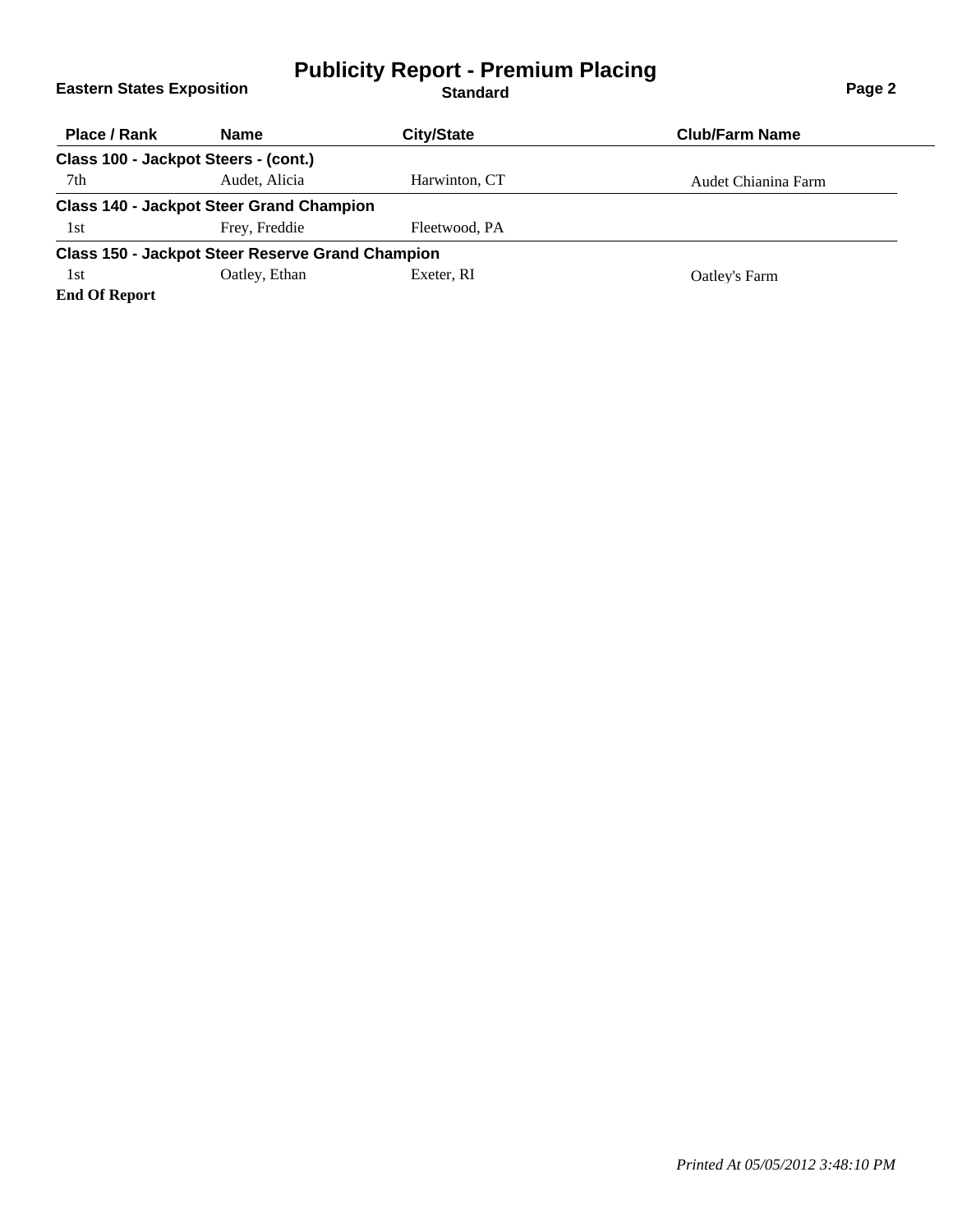# Publicity Report - Premium Placing

**Eastern States Exposition**

**Standard**

| Place / Rank | Name | City/State | Club/Farm Name |
|---|---|---|---|
| **Class 100 - Jackpot Steers - (cont.)** | | | |
| 7th | Audet, Alicia | Harwinton, CT | Audet Chianina Farm |
| **Class 140 - Jackpot Steer Grand Champion** | | | |
| 1st | Frey, Freddie | Fleetwood, PA | |
| **Class 150 - Jackpot Steer Reserve Grand Champion** | | | |
| 1st | Oatley, Ethan | Exeter, RI | Oatley's Farm |

**End Of Report**

*Printed At 05/05/2012 3:48:10 PM*